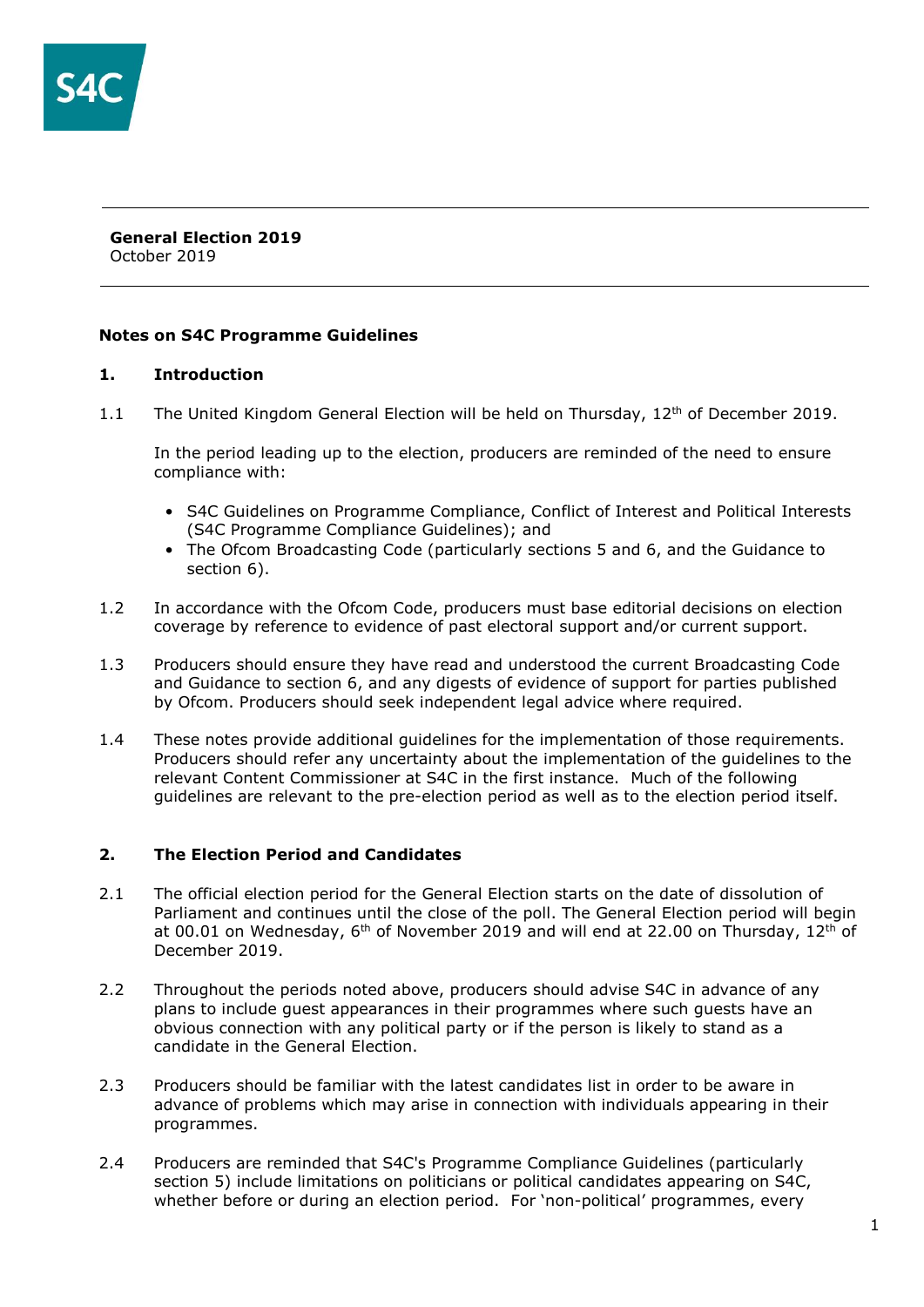**General Election 2019**
October 2019

---

**Notes on S4C Programme Guidelines**

## 1. Introduction

1.1 The United Kingdom General Election will be held on Thursday, 12th of December 2019.

In the period leading up to the election, producers are reminded of the need to ensure compliance with:

- S4C Guidelines on Programme Compliance, Conflict of Interest and Political Interests (S4C Programme Compliance Guidelines); and
- The Ofcom Broadcasting Code (particularly sections 5 and 6, and the Guidance to section 6).

1.2 In accordance with the Ofcom Code, producers must base editorial decisions on election coverage by reference to evidence of past electoral support and/or current support.

1.3 Producers should ensure they have read and understood the current Broadcasting Code and Guidance to section 6, and any digests of evidence of support for parties published by Ofcom. Producers should seek independent legal advice where required.

1.4 These notes provide additional guidelines for the implementation of those requirements. Producers should refer any uncertainty about the implementation of the guidelines to the relevant Content Commissioner at S4C in the first instance. Much of the following guidelines are relevant to the pre-election period as well as to the election period itself.

## 2. The Election Period and Candidates

2.1 The official election period for the General Election starts on the date of dissolution of Parliament and continues until the close of the poll. The General Election period will begin at 00.01 on Wednesday, 6th of November 2019 and will end at 22.00 on Thursday, 12th of December 2019.

2.2 Throughout the periods noted above, producers should advise S4C in advance of any plans to include guest appearances in their programmes where such guests have an obvious connection with any political party or if the person is likely to stand as a candidate in the General Election.

2.3 Producers should be familiar with the latest candidates list in order to be aware in advance of problems which may arise in connection with individuals appearing in their programmes.

2.4 Producers are reminded that S4C's Programme Compliance Guidelines (particularly section 5) include limitations on politicians or political candidates appearing on S4C, whether before or during an election period. For 'non-political' programmes, every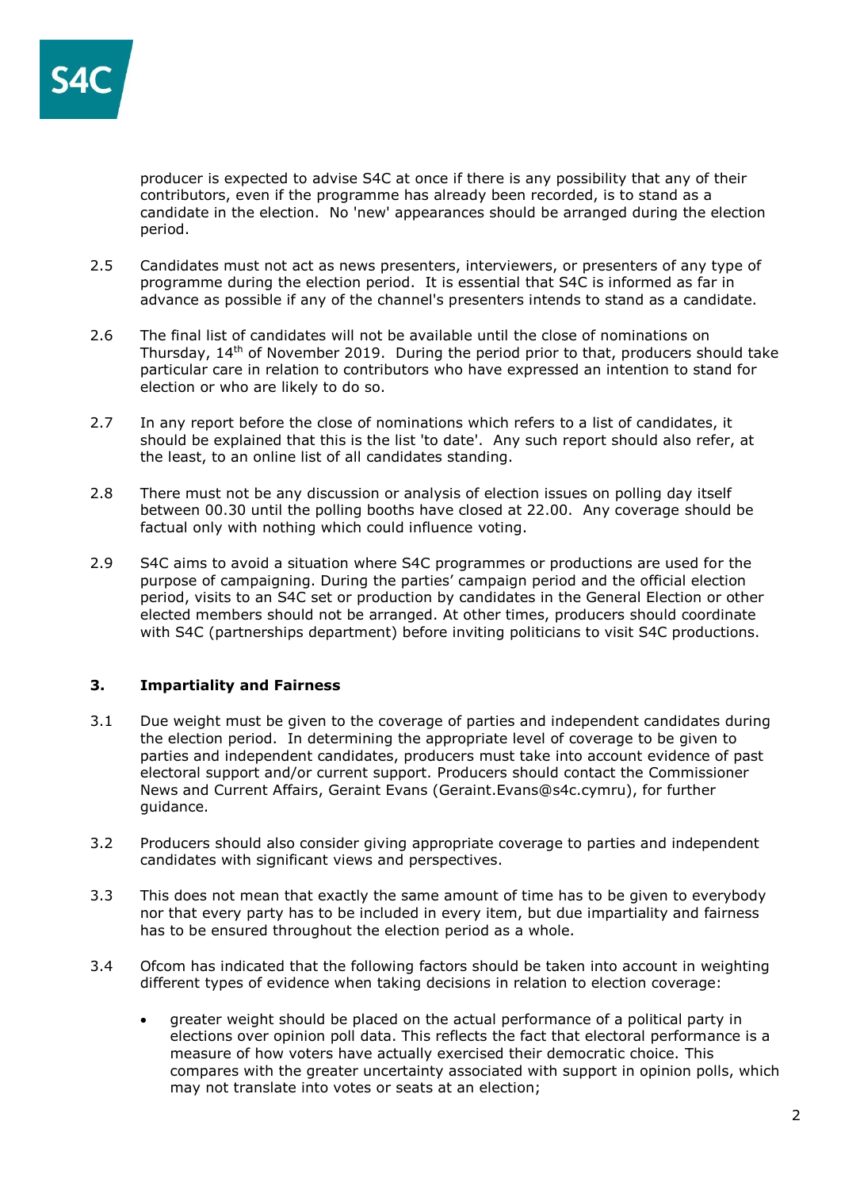producer is expected to advise S4C at once if there is any possibility that any of their contributors, even if the programme has already been recorded, is to stand as a candidate in the election. No 'new' appearances should be arranged during the election period.

2.5 Candidates must not act as news presenters, interviewers, or presenters of any type of programme during the election period. It is essential that S4C is informed as far in advance as possible if any of the channel's presenters intends to stand as a candidate.

2.6 The final list of candidates will not be available until the close of nominations on Thursday, 14th of November 2019. During the period prior to that, producers should take particular care in relation to contributors who have expressed an intention to stand for election or who are likely to do so.

2.7 In any report before the close of nominations which refers to a list of candidates, it should be explained that this is the list 'to date'. Any such report should also refer, at the least, to an online list of all candidates standing.

2.8 There must not be any discussion or analysis of election issues on polling day itself between 00.30 until the polling booths have closed at 22.00. Any coverage should be factual only with nothing which could influence voting.

2.9 S4C aims to avoid a situation where S4C programmes or productions are used for the purpose of campaigning. During the parties' campaign period and the official election period, visits to an S4C set or production by candidates in the General Election or other elected members should not be arranged. At other times, producers should coordinate with S4C (partnerships department) before inviting politicians to visit S4C productions.

## 3. Impartiality and Fairness

3.1 Due weight must be given to the coverage of parties and independent candidates during the election period. In determining the appropriate level of coverage to be given to parties and independent candidates, producers must take into account evidence of past electoral support and/or current support. Producers should contact the Commissioner News and Current Affairs, Geraint Evans (Geraint.Evans@s4c.cymru), for further guidance.

3.2 Producers should also consider giving appropriate coverage to parties and independent candidates with significant views and perspectives.

3.3 This does not mean that exactly the same amount of time has to be given to everybody nor that every party has to be included in every item, but due impartiality and fairness has to be ensured throughout the election period as a whole.

3.4 Ofcom has indicated that the following factors should be taken into account in weighting different types of evidence when taking decisions in relation to election coverage:

- greater weight should be placed on the actual performance of a political party in elections over opinion poll data. This reflects the fact that electoral performance is a measure of how voters have actually exercised their democratic choice. This compares with the greater uncertainty associated with support in opinion polls, which may not translate into votes or seats at an election;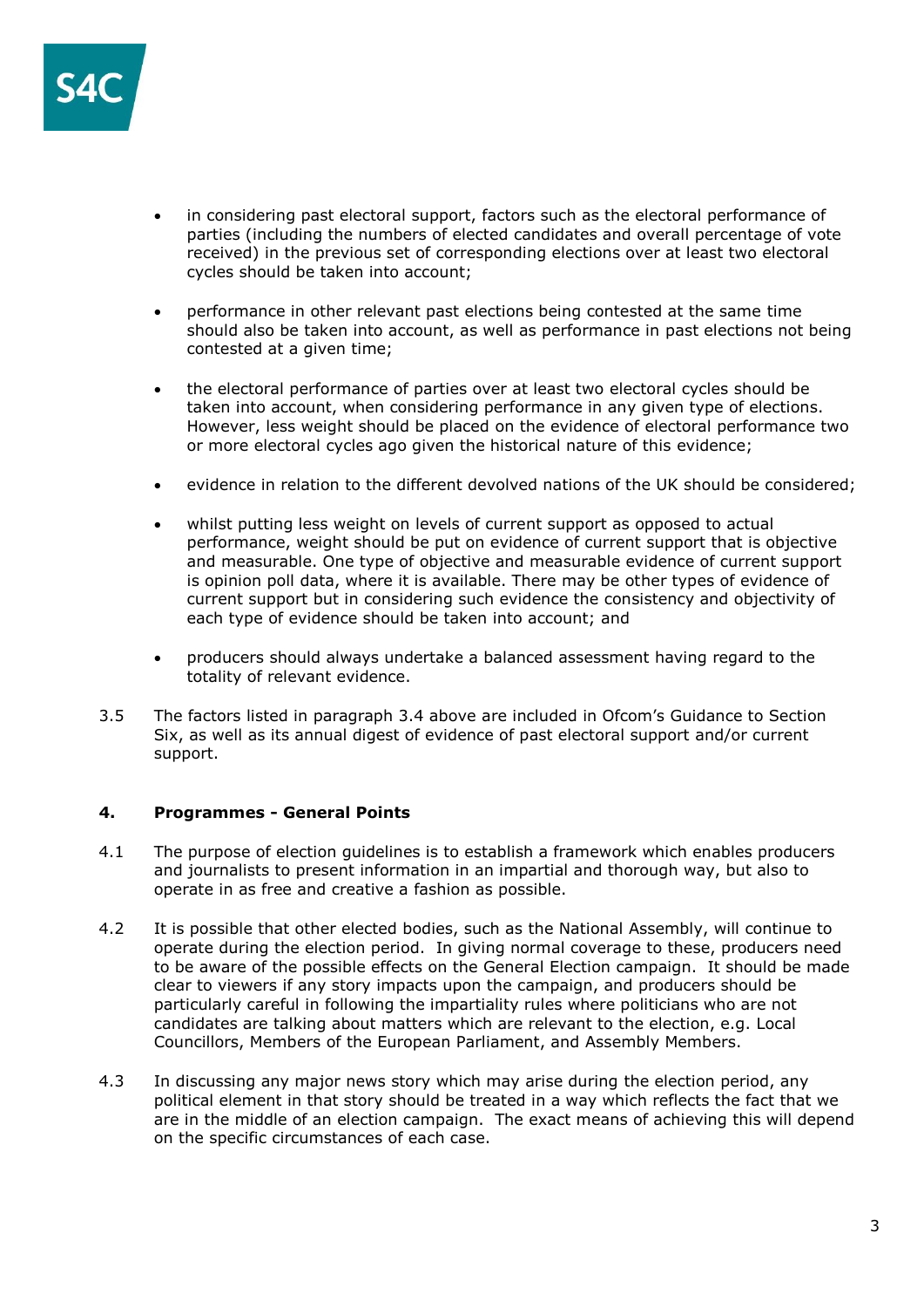- in considering past electoral support, factors such as the electoral performance of parties (including the numbers of elected candidates and overall percentage of vote received) in the previous set of corresponding elections over at least two electoral cycles should be taken into account;

- performance in other relevant past elections being contested at the same time should also be taken into account, as well as performance in past elections not being contested at a given time;

- the electoral performance of parties over at least two electoral cycles should be taken into account, when considering performance in any given type of elections. However, less weight should be placed on the evidence of electoral performance two or more electoral cycles ago given the historical nature of this evidence;

- evidence in relation to the different devolved nations of the UK should be considered;

- whilst putting less weight on levels of current support as opposed to actual performance, weight should be put on evidence of current support that is objective and measurable. One type of objective and measurable evidence of current support is opinion poll data, where it is available. There may be other types of evidence of current support but in considering such evidence the consistency and objectivity of each type of evidence should be taken into account; and

- producers should always undertake a balanced assessment having regard to the totality of relevant evidence.

3.5 The factors listed in paragraph 3.4 above are included in Ofcom's Guidance to Section Six, as well as its annual digest of evidence of past electoral support and/or current support.

## 4. Programmes - General Points

4.1 The purpose of election guidelines is to establish a framework which enables producers and journalists to present information in an impartial and thorough way, but also to operate in as free and creative a fashion as possible.

4.2 It is possible that other elected bodies, such as the National Assembly, will continue to operate during the election period. In giving normal coverage to these, producers need to be aware of the possible effects on the General Election campaign. It should be made clear to viewers if any story impacts upon the campaign, and producers should be particularly careful in following the impartiality rules where politicians who are not candidates are talking about matters which are relevant to the election, e.g. Local Councillors, Members of the European Parliament, and Assembly Members.

4.3 In discussing any major news story which may arise during the election period, any political element in that story should be treated in a way which reflects the fact that we are in the middle of an election campaign. The exact means of achieving this will depend on the specific circumstances of each case.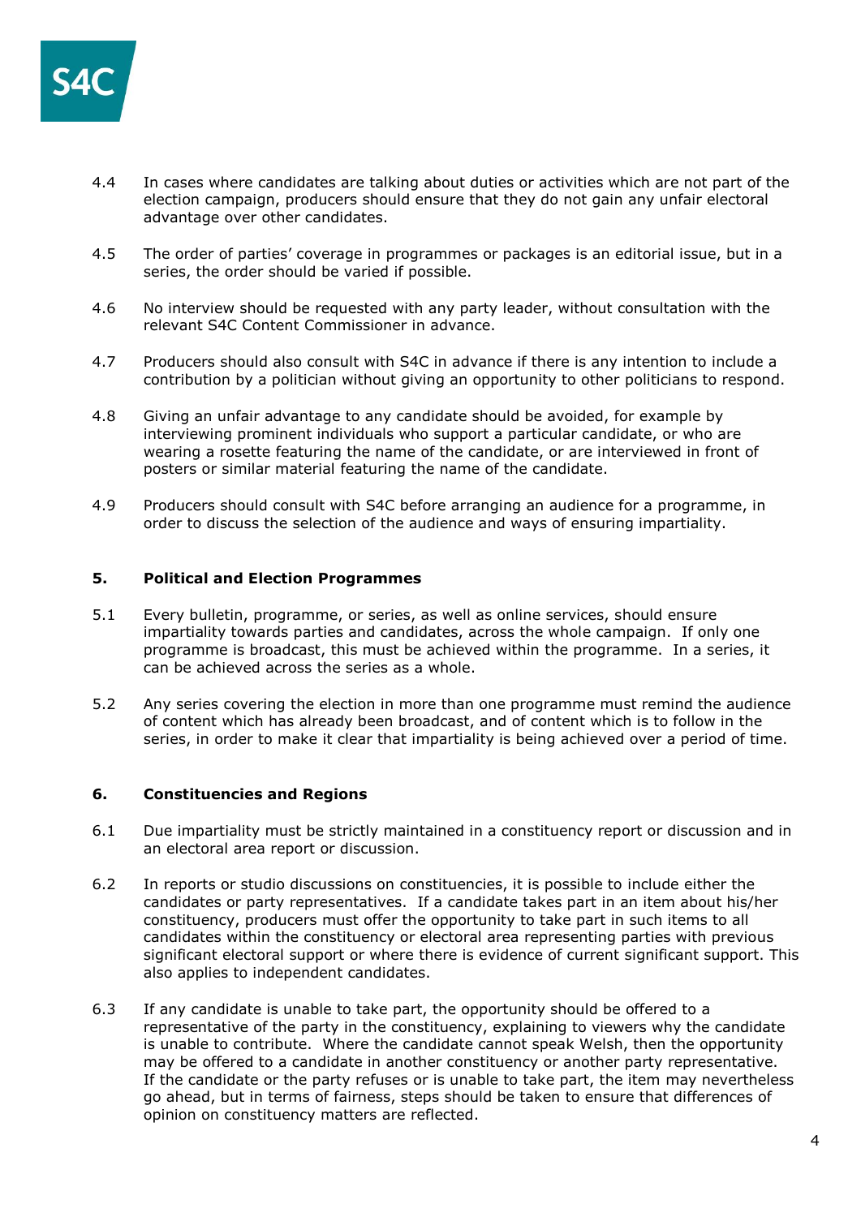4.4 In cases where candidates are talking about duties or activities which are not part of the election campaign, producers should ensure that they do not gain any unfair electoral advantage over other candidates.

4.5 The order of parties' coverage in programmes or packages is an editorial issue, but in a series, the order should be varied if possible.

4.6 No interview should be requested with any party leader, without consultation with the relevant S4C Content Commissioner in advance.

4.7 Producers should also consult with S4C in advance if there is any intention to include a contribution by a politician without giving an opportunity to other politicians to respond.

4.8 Giving an unfair advantage to any candidate should be avoided, for example by interviewing prominent individuals who support a particular candidate, or who are wearing a rosette featuring the name of the candidate, or are interviewed in front of posters or similar material featuring the name of the candidate.

4.9 Producers should consult with S4C before arranging an audience for a programme, in order to discuss the selection of the audience and ways of ensuring impartiality.

## 5. Political and Election Programmes

5.1 Every bulletin, programme, or series, as well as online services, should ensure impartiality towards parties and candidates, across the whole campaign. If only one programme is broadcast, this must be achieved within the programme. In a series, it can be achieved across the series as a whole.

5.2 Any series covering the election in more than one programme must remind the audience of content which has already been broadcast, and of content which is to follow in the series, in order to make it clear that impartiality is being achieved over a period of time.

## 6. Constituencies and Regions

6.1 Due impartiality must be strictly maintained in a constituency report or discussion and in an electoral area report or discussion.

6.2 In reports or studio discussions on constituencies, it is possible to include either the candidates or party representatives. If a candidate takes part in an item about his/her constituency, producers must offer the opportunity to take part in such items to all candidates within the constituency or electoral area representing parties with previous significant electoral support or where there is evidence of current significant support. This also applies to independent candidates.

6.3 If any candidate is unable to take part, the opportunity should be offered to a representative of the party in the constituency, explaining to viewers why the candidate is unable to contribute. Where the candidate cannot speak Welsh, then the opportunity may be offered to a candidate in another constituency or another party representative. If the candidate or the party refuses or is unable to take part, the item may nevertheless go ahead, but in terms of fairness, steps should be taken to ensure that differences of opinion on constituency matters are reflected.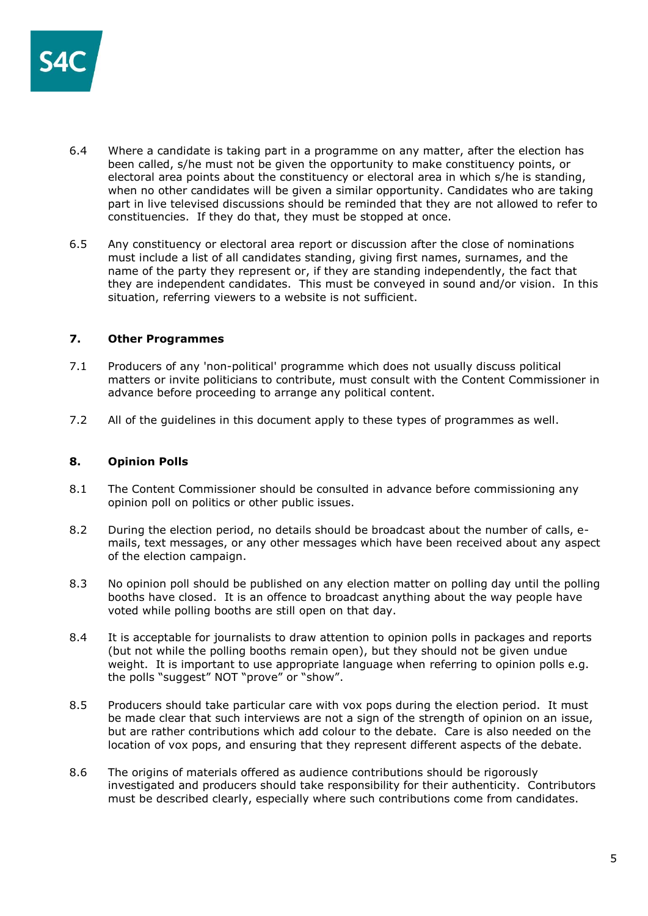6.4 Where a candidate is taking part in a programme on any matter, after the election has been called, s/he must not be given the opportunity to make constituency points, or electoral area points about the constituency or electoral area in which s/he is standing, when no other candidates will be given a similar opportunity. Candidates who are taking part in live televised discussions should be reminded that they are not allowed to refer to constituencies. If they do that, they must be stopped at once.

6.5 Any constituency or electoral area report or discussion after the close of nominations must include a list of all candidates standing, giving first names, surnames, and the name of the party they represent or, if they are standing independently, the fact that they are independent candidates. This must be conveyed in sound and/or vision. In this situation, referring viewers to a website is not sufficient.

## 7. Other Programmes

7.1 Producers of any 'non-political' programme which does not usually discuss political matters or invite politicians to contribute, must consult with the Content Commissioner in advance before proceeding to arrange any political content.

7.2 All of the guidelines in this document apply to these types of programmes as well.

## 8. Opinion Polls

8.1 The Content Commissioner should be consulted in advance before commissioning any opinion poll on politics or other public issues.

8.2 During the election period, no details should be broadcast about the number of calls, e-mails, text messages, or any other messages which have been received about any aspect of the election campaign.

8.3 No opinion poll should be published on any election matter on polling day until the polling booths have closed. It is an offence to broadcast anything about the way people have voted while polling booths are still open on that day.

8.4 It is acceptable for journalists to draw attention to opinion polls in packages and reports (but not while the polling booths remain open), but they should not be given undue weight. It is important to use appropriate language when referring to opinion polls e.g. the polls "suggest" NOT "prove" or "show".

8.5 Producers should take particular care with vox pops during the election period. It must be made clear that such interviews are not a sign of the strength of opinion on an issue, but are rather contributions which add colour to the debate. Care is also needed on the location of vox pops, and ensuring that they represent different aspects of the debate.

8.6 The origins of materials offered as audience contributions should be rigorously investigated and producers should take responsibility for their authenticity. Contributors must be described clearly, especially where such contributions come from candidates.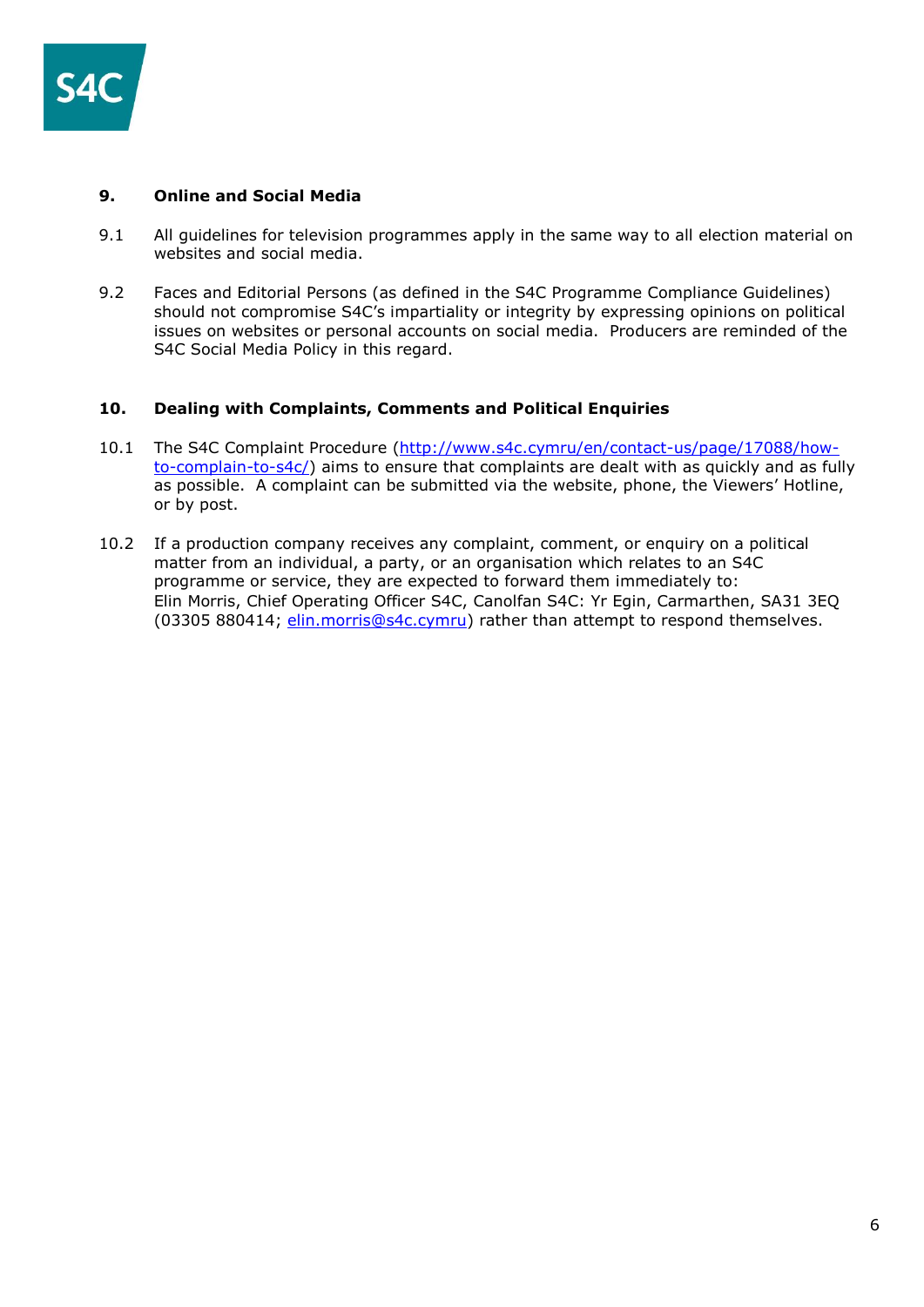## 9. Online and Social Media

9.1 All guidelines for television programmes apply in the same way to all election material on websites and social media.

9.2 Faces and Editorial Persons (as defined in the S4C Programme Compliance Guidelines) should not compromise S4C's impartiality or integrity by expressing opinions on political issues on websites or personal accounts on social media. Producers are reminded of the S4C Social Media Policy in this regard.

## 10. Dealing with Complaints, Comments and Political Enquiries

10.1 The S4C Complaint Procedure (http://www.s4c.cymru/en/contact-us/page/17088/how-to-complain-to-s4c/) aims to ensure that complaints are dealt with as quickly and as fully as possible. A complaint can be submitted via the website, phone, the Viewers' Hotline, or by post.

10.2 If a production company receives any complaint, comment, or enquiry on a political matter from an individual, a party, or an organisation which relates to an S4C programme or service, they are expected to forward them immediately to:
Elin Morris, Chief Operating Officer S4C, Canolfan S4C: Yr Egin, Carmarthen, SA31 3EQ (03305 880414; elin.morris@s4c.cymru) rather than attempt to respond themselves.